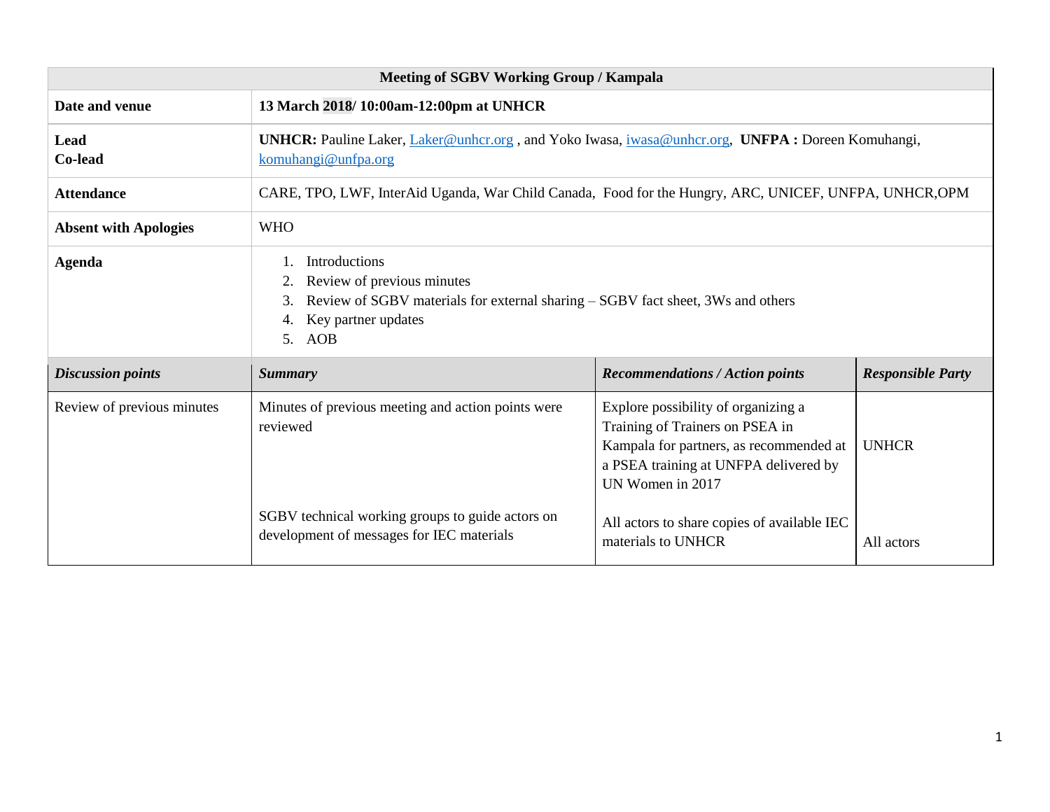| **Meeting of SGBV Working Group / Kampala** | | | |
|---|---|---|---|
| **Date and venue** | **13 March 2018/ 10:00am-12:00pm at UNHCR** | | |
| **Lead**<br>**Co-lead** | **UNHCR:** Pauline Laker, Laker@unhcr.org , and Yoko Iwasa, iwasa@unhcr.org, **UNFPA :** Doreen Komuhangi, komuhangi@unfpa.org | | |
| **Attendance** | CARE, TPO, LWF, InterAid Uganda, War Child Canada, Food for the Hungry, ARC, UNICEF, UNFPA, UNHCR,OPM | | |
| **Absent with Apologies** | WHO | | |
| **Agenda** | 1. Introductions<br>2. Review of previous minutes<br>3. Review of SGBV materials for external sharing – SGBV fact sheet, 3Ws and others<br>4. Key partner updates<br>5. AOB | | |
| ***Discussion points*** | ***Summary*** | ***Recommendations / Action points*** | ***Responsible Party*** |
| Review of previous minutes | Minutes of previous meeting and action points were reviewed | Explore possibility of organizing a Training of Trainers on PSEA in Kampala for partners, as recommended at a PSEA training at UNFPA delivered by UN Women in 2017 | UNHCR |
| | SGBV technical working groups to guide actors on development of messages for IEC materials | All actors to share copies of available IEC materials to UNHCR | All actors |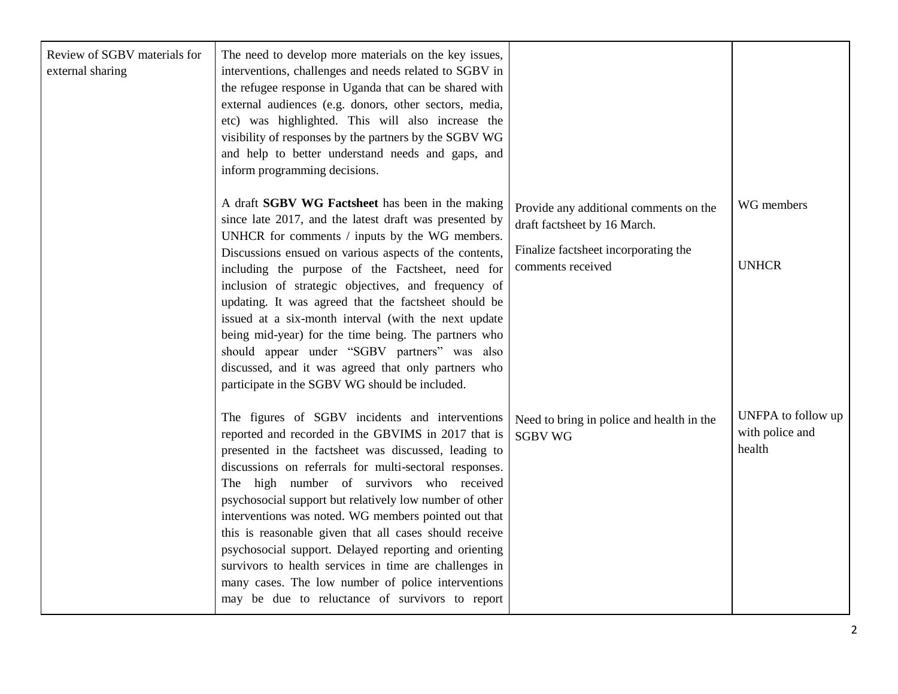| | | | |
|---|---|---|---|
| Review of SGBV materials for external sharing | The need to develop more materials on the key issues, interventions, challenges and needs related to SGBV in the refugee response in Uganda that can be shared with external audiences (e.g. donors, other sectors, media, etc) was highlighted. This will also increase the visibility of responses by the partners by the SGBV WG and help to better understand needs and gaps, and inform programming decisions. | | |
| | A draft **SGBV WG Factsheet** has been in the making since late 2017, and the latest draft was presented by UNHCR for comments / inputs by the WG members. Discussions ensued on various aspects of the contents, including the purpose of the Factsheet, need for inclusion of strategic objectives, and frequency of updating. It was agreed that the factsheet should be issued at a six-month interval (with the next update being mid-year) for the time being. The partners who should appear under "SGBV partners" was also discussed, and it was agreed that only partners who participate in the SGBV WG should be included. | Provide any additional comments on the draft factsheet by 16 March.<br><br>Finalize factsheet incorporating the comments received | WG members<br><br>UNHCR |
| | The figures of SGBV incidents and interventions reported and recorded in the GBVIMS in 2017 that is presented in the factsheet was discussed, leading to discussions on referrals for multi-sectoral responses. The high number of survivors who received psychosocial support but relatively low number of other interventions was noted. WG members pointed out that this is reasonable given that all cases should receive psychosocial support. Delayed reporting and orienting survivors to health services in time are challenges in many cases. The low number of police interventions may be due to reluctance of survivors to report | Need to bring in police and health in the SGBV WG | UNFPA to follow up with police and health |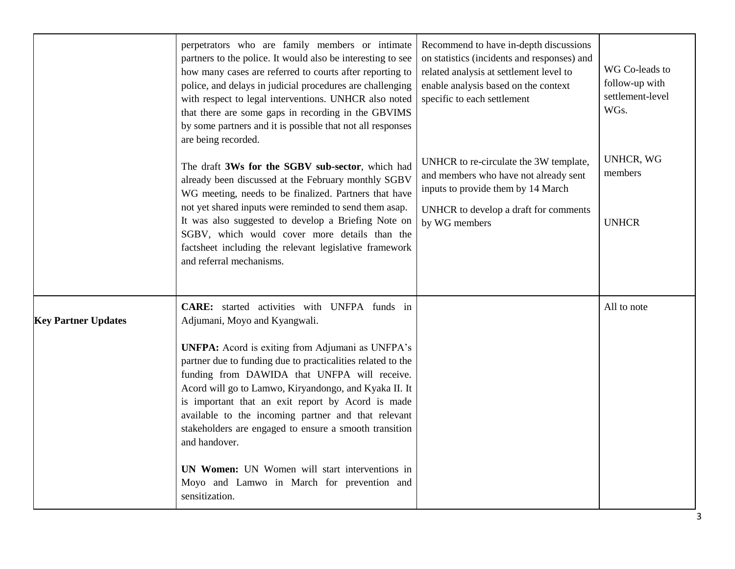| | | | |
|---|---|---|---|
| | perpetrators who are family members or intimate partners to the police. It would also be interesting to see how many cases are referred to courts after reporting to police, and delays in judicial procedures are challenging with respect to legal interventions. UNHCR also noted that there are some gaps in recording in the GBVIMS by some partners and it is possible that not all responses are being recorded.<br><br>The draft **3Ws for the SGBV sub-sector**, which had already been discussed at the February monthly SGBV WG meeting, needs to be finalized. Partners that have not yet shared inputs were reminded to send them asap.<br>It was also suggested to develop a Briefing Note on SGBV, which would cover more details than the factsheet including the relevant legislative framework and referral mechanisms. | Recommend to have in-depth discussions on statistics (incidents and responses) and related analysis at settlement level to enable analysis based on the context specific to each settlement<br><br>UNHCR to re-circulate the 3W template, and members who have not already sent inputs to provide them by 14 March<br><br>UNHCR to develop a draft for comments by WG members | WG Co-leads to follow-up with settlement-level WGs.<br><br>UNHCR, WG members<br><br>UNHCR |
| **Key Partner Updates** | **CARE:** started activities with UNFPA funds in Adjumani, Moyo and Kyangwali.<br><br>**UNFPA:** Acord is exiting from Adjumani as UNFPA's partner due to funding due to practicalities related to the funding from DAWIDA that UNFPA will receive. Acord will go to Lamwo, Kiryandongo, and Kyaka II. It is important that an exit report by Acord is made available to the incoming partner and that relevant stakeholders are engaged to ensure a smooth transition and handover.<br><br>**UN Women:** UN Women will start interventions in Moyo and Lamwo in March for prevention and sensitization. | | All to note |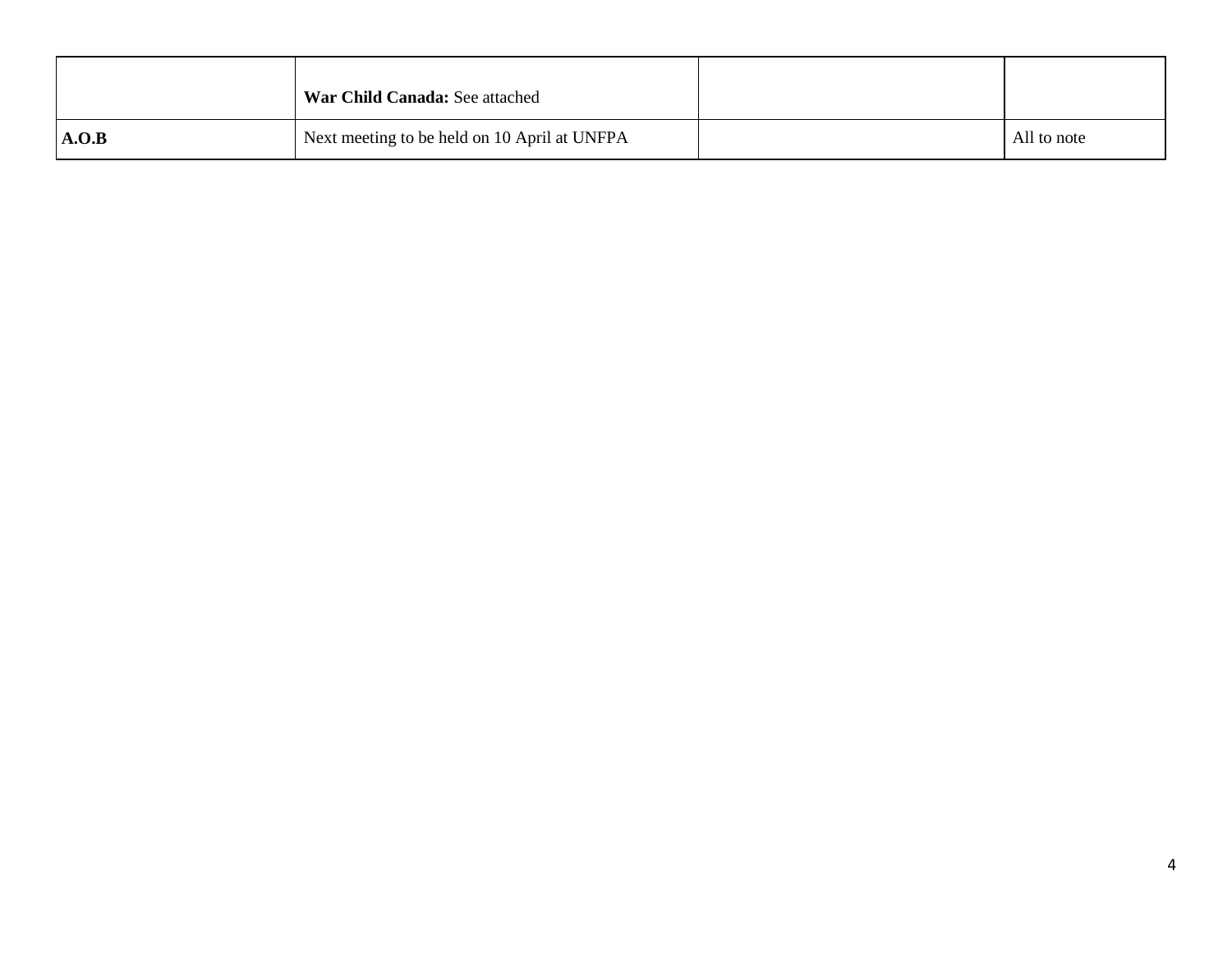| | | | |
|---|---|---|---|
| | **War Child Canada:** See attached | | |
| **A.O.B** | Next meeting to be held on 10 April at UNFPA | | All to note |